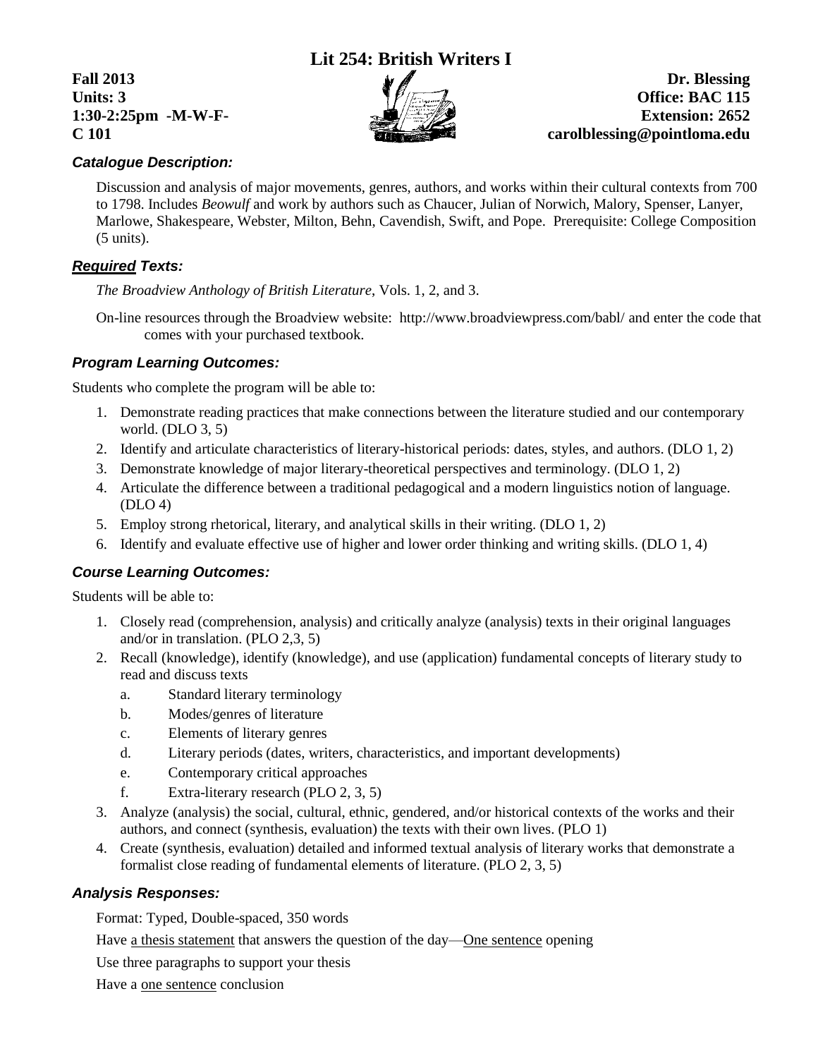# Lit 254: British Writers I

**Fall 2013**
**Units: 3**
**1:30-2:25pm -M-W-F-**
**C 101**

**Dr. Blessing**
**Office: BAC 115**
**Extension: 2652**
**carolblessing@pointloma.edu**

### *Catalogue Description:*

Discussion and analysis of major movements, genres, authors, and works within their cultural contexts from 700 to 1798. Includes *Beowulf* and work by authors such as Chaucer, Julian of Norwich, Malory, Spenser, Lanyer, Marlowe, Shakespeare, Webster, Milton, Behn, Cavendish, Swift, and Pope. Prerequisite: College Composition (5 units).

### ***Required** Texts:*

*The Broadview Anthology of British Literature*, Vols. 1, 2, and 3.

On-line resources through the Broadview website: http://www.broadviewpress.com/babl/ and enter the code that comes with your purchased textbook.

### *Program Learning Outcomes:*

Students who complete the program will be able to:

1. Demonstrate reading practices that make connections between the literature studied and our contemporary world. (DLO 3, 5)
2. Identify and articulate characteristics of literary-historical periods: dates, styles, and authors. (DLO 1, 2)
3. Demonstrate knowledge of major literary-theoretical perspectives and terminology. (DLO 1, 2)
4. Articulate the difference between a traditional pedagogical and a modern linguistics notion of language. (DLO 4)
5. Employ strong rhetorical, literary, and analytical skills in their writing. (DLO 1, 2)
6. Identify and evaluate effective use of higher and lower order thinking and writing skills. (DLO 1, 4)

### *Course Learning Outcomes:*

Students will be able to:

1. Closely read (comprehension, analysis) and critically analyze (analysis) texts in their original languages and/or in translation. (PLO 2,3, 5)
2. Recall (knowledge), identify (knowledge), and use (application) fundamental concepts of literary study to read and discuss texts
   a. Standard literary terminology
   b. Modes/genres of literature
   c. Elements of literary genres
   d. Literary periods (dates, writers, characteristics, and important developments)
   e. Contemporary critical approaches
   f. Extra-literary research (PLO 2, 3, 5)
3. Analyze (analysis) the social, cultural, ethnic, gendered, and/or historical contexts of the works and their authors, and connect (synthesis, evaluation) the texts with their own lives. (PLO 1)
4. Create (synthesis, evaluation) detailed and informed textual analysis of literary works that demonstrate a formalist close reading of fundamental elements of literature. (PLO 2, 3, 5)

### *Analysis Responses:*

Format: Typed, Double-spaced, 350 words

Have a thesis statement that answers the question of the day—One sentence opening

Use three paragraphs to support your thesis

Have a one sentence conclusion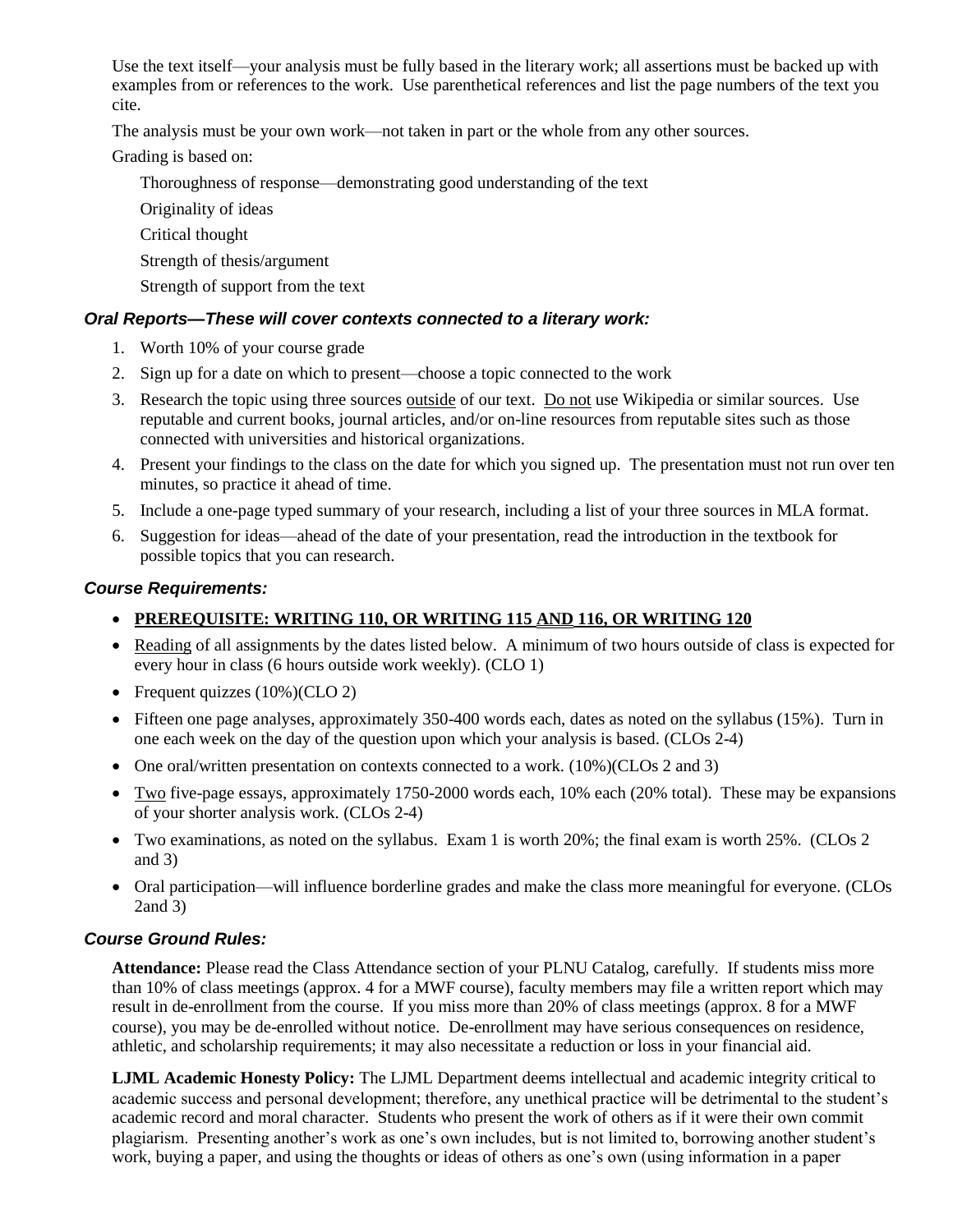Use the text itself—your analysis must be fully based in the literary work; all assertions must be backed up with examples from or references to the work. Use parenthetical references and list the page numbers of the text you cite.

The analysis must be your own work—not taken in part or the whole from any other sources.

Grading is based on:

Thoroughness of response—demonstrating good understanding of the text

Originality of ideas

Critical thought

Strength of thesis/argument

Strength of support from the text

### *Oral Reports—These will cover contexts connected to a literary work:*

1. Worth 10% of your course grade
2. Sign up for a date on which to present—choose a topic connected to the work
3. Research the topic using three sources outside of our text. Do not use Wikipedia or similar sources. Use reputable and current books, journal articles, and/or on-line resources from reputable sites such as those connected with universities and historical organizations.
4. Present your findings to the class on the date for which you signed up. The presentation must not run over ten minutes, so practice it ahead of time.
5. Include a one-page typed summary of your research, including a list of your three sources in MLA format.
6. Suggestion for ideas—ahead of the date of your presentation, read the introduction in the textbook for possible topics that you can research.

### *Course Requirements:*

- **PREREQUISITE: WRITING 110, OR WRITING 115 AND 116, OR WRITING 120**
- Reading of all assignments by the dates listed below. A minimum of two hours outside of class is expected for every hour in class (6 hours outside work weekly). (CLO 1)
- Frequent quizzes (10%)(CLO 2)
- Fifteen one page analyses, approximately 350-400 words each, dates as noted on the syllabus (15%). Turn in one each week on the day of the question upon which your analysis is based. (CLOs 2-4)
- One oral/written presentation on contexts connected to a work. (10%)(CLOs 2 and 3)
- Two five-page essays, approximately 1750-2000 words each, 10% each (20% total). These may be expansions of your shorter analysis work. (CLOs 2-4)
- Two examinations, as noted on the syllabus. Exam 1 is worth 20%; the final exam is worth 25%. (CLOs 2 and 3)
- Oral participation—will influence borderline grades and make the class more meaningful for everyone. (CLOs 2and 3)

### *Course Ground Rules:*

**Attendance:** Please read the Class Attendance section of your PLNU Catalog, carefully. If students miss more than 10% of class meetings (approx. 4 for a MWF course), faculty members may file a written report which may result in de-enrollment from the course. If you miss more than 20% of class meetings (approx. 8 for a MWF course), you may be de-enrolled without notice. De-enrollment may have serious consequences on residence, athletic, and scholarship requirements; it may also necessitate a reduction or loss in your financial aid.

**LJML Academic Honesty Policy:** The LJML Department deems intellectual and academic integrity critical to academic success and personal development; therefore, any unethical practice will be detrimental to the student's academic record and moral character. Students who present the work of others as if it were their own commit plagiarism. Presenting another's work as one's own includes, but is not limited to, borrowing another student's work, buying a paper, and using the thoughts or ideas of others as one's own (using information in a paper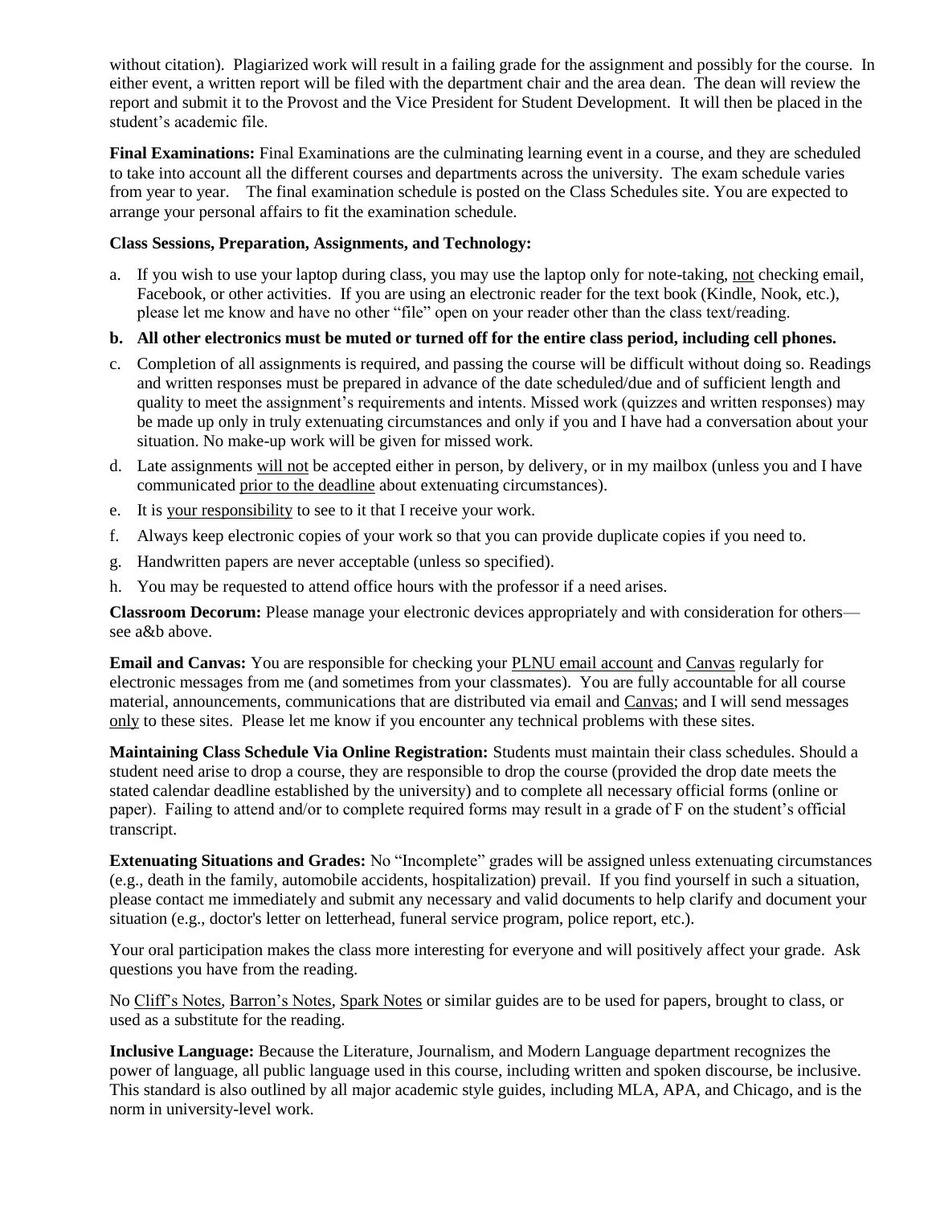without citation). Plagiarized work will result in a failing grade for the assignment and possibly for the course. In either event, a written report will be filed with the department chair and the area dean. The dean will review the report and submit it to the Provost and the Vice President for Student Development. It will then be placed in the student's academic file.

**Final Examinations:** Final Examinations are the culminating learning event in a course, and they are scheduled to take into account all the different courses and departments across the university. The exam schedule varies from year to year. The final examination schedule is posted on the Class Schedules site. You are expected to arrange your personal affairs to fit the examination schedule.

**Class Sessions, Preparation, Assignments, and Technology:**

a. If you wish to use your laptop during class, you may use the laptop only for note-taking, not checking email, Facebook, or other activities. If you are using an electronic reader for the text book (Kindle, Nook, etc.), please let me know and have no other "file" open on your reader other than the class text/reading.

**b. All other electronics must be muted or turned off for the entire class period, including cell phones.**

c. Completion of all assignments is required, and passing the course will be difficult without doing so. Readings and written responses must be prepared in advance of the date scheduled/due and of sufficient length and quality to meet the assignment's requirements and intents. Missed work (quizzes and written responses) may be made up only in truly extenuating circumstances and only if you and I have had a conversation about your situation. No make-up work will be given for missed work.

d. Late assignments will not be accepted either in person, by delivery, or in my mailbox (unless you and I have communicated prior to the deadline about extenuating circumstances).

e. It is your responsibility to see to it that I receive your work.

f. Always keep electronic copies of your work so that you can provide duplicate copies if you need to.

g. Handwritten papers are never acceptable (unless so specified).

h. You may be requested to attend office hours with the professor if a need arises.

**Classroom Decorum:** Please manage your electronic devices appropriately and with consideration for others—see a&b above.

**Email and Canvas:** You are responsible for checking your PLNU email account and Canvas regularly for electronic messages from me (and sometimes from your classmates). You are fully accountable for all course material, announcements, communications that are distributed via email and Canvas; and I will send messages only to these sites. Please let me know if you encounter any technical problems with these sites.

**Maintaining Class Schedule Via Online Registration:** Students must maintain their class schedules. Should a student need arise to drop a course, they are responsible to drop the course (provided the drop date meets the stated calendar deadline established by the university) and to complete all necessary official forms (online or paper). Failing to attend and/or to complete required forms may result in a grade of F on the student's official transcript.

**Extenuating Situations and Grades:** No "Incomplete" grades will be assigned unless extenuating circumstances (e.g., death in the family, automobile accidents, hospitalization) prevail. If you find yourself in such a situation, please contact me immediately and submit any necessary and valid documents to help clarify and document your situation (e.g., doctor's letter on letterhead, funeral service program, police report, etc.).

Your oral participation makes the class more interesting for everyone and will positively affect your grade. Ask questions you have from the reading.

No Cliff's Notes, Barron's Notes, Spark Notes or similar guides are to be used for papers, brought to class, or used as a substitute for the reading.

**Inclusive Language:** Because the Literature, Journalism, and Modern Language department recognizes the power of language, all public language used in this course, including written and spoken discourse, be inclusive. This standard is also outlined by all major academic style guides, including MLA, APA, and Chicago, and is the norm in university-level work.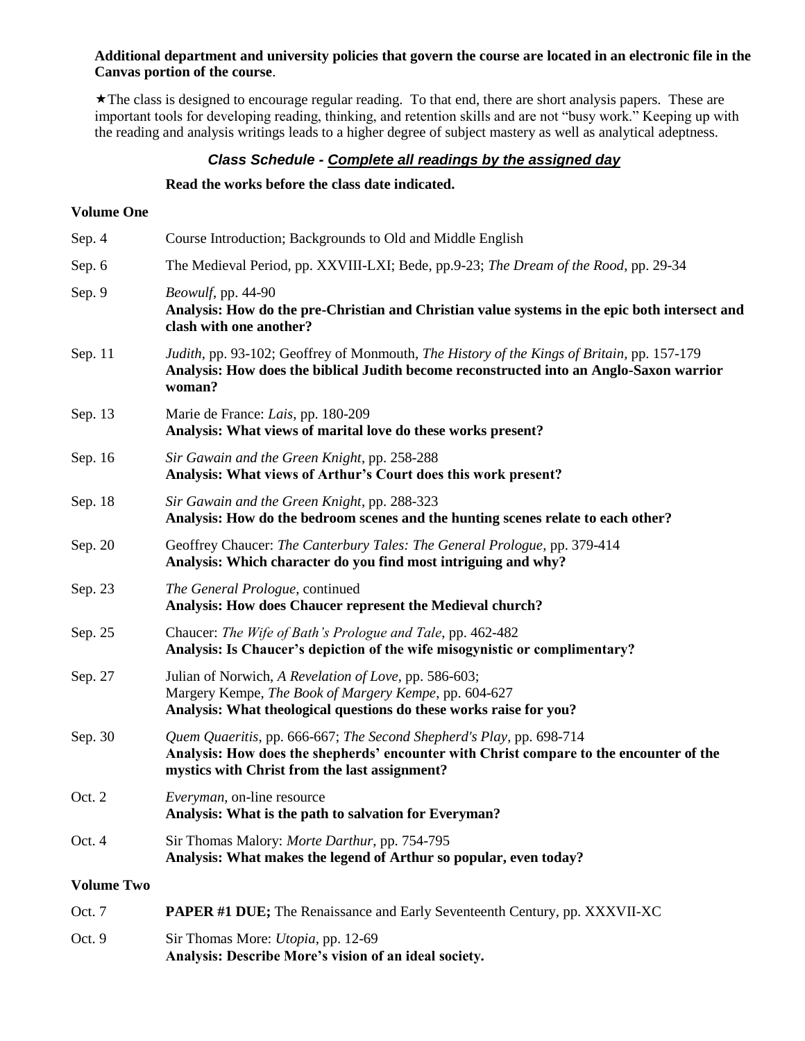**Additional department and university policies that govern the course are located in an electronic file in the Canvas portion of the course**.

★The class is designed to encourage regular reading. To that end, there are short analysis papers. These are important tools for developing reading, thinking, and retention skills and are not "busy work." Keeping up with the reading and analysis writings leads to a higher degree of subject mastery as well as analytical adeptness.

### *Class Schedule - Complete all readings by the assigned day*

**Read the works before the class date indicated.**

**Volume One**

| | |
|---|---|
| Sep. 4 | Course Introduction; Backgrounds to Old and Middle English |
| Sep. 6 | The Medieval Period, pp. XXVIII-LXI; Bede, pp.9-23; *The Dream of the Rood*, pp. 29-34 |
| Sep. 9 | *Beowulf*, pp. 44-90<br>**Analysis: How do the pre-Christian and Christian value systems in the epic both intersect and clash with one another?** |
| Sep. 11 | *Judith*, pp. 93-102; Geoffrey of Monmouth, *The History of the Kings of Britain*, pp. 157-179<br>**Analysis: How does the biblical Judith become reconstructed into an Anglo-Saxon warrior woman?** |
| Sep. 13 | Marie de France: *Lais*, pp. 180-209<br>**Analysis: What views of marital love do these works present?** |
| Sep. 16 | *Sir Gawain and the Green Knight*, pp. 258-288<br>**Analysis: What views of Arthur's Court does this work present?** |
| Sep. 18 | *Sir Gawain and the Green Knight*, pp. 288-323<br>**Analysis: How do the bedroom scenes and the hunting scenes relate to each other?** |
| Sep. 20 | Geoffrey Chaucer: *The Canterbury Tales: The General Prologue*, pp. 379-414<br>**Analysis: Which character do you find most intriguing and why?** |
| Sep. 23 | *The General Prologue*, continued<br>**Analysis: How does Chaucer represent the Medieval church?** |
| Sep. 25 | Chaucer: *The Wife of Bath's Prologue and Tale*, pp. 462-482<br>**Analysis: Is Chaucer's depiction of the wife misogynistic or complimentary?** |
| Sep. 27 | Julian of Norwich, *A Revelation of Love*, pp. 586-603;<br>Margery Kempe, *The Book of Margery Kempe*, pp. 604-627<br>**Analysis: What theological questions do these works raise for you?** |
| Sep. 30 | *Quem Quaeritis*, pp. 666-667; *The Second Shepherd's Play*, pp. 698-714<br>**Analysis: How does the shepherds' encounter with Christ compare to the encounter of the mystics with Christ from the last assignment?** |
| Oct. 2 | *Everyman*, on-line resource<br>**Analysis: What is the path to salvation for Everyman?** |
| Oct. 4 | Sir Thomas Malory: *Morte Darthur*, pp. 754-795<br>**Analysis: What makes the legend of Arthur so popular, even today?** |

**Volume Two**

| | |
|---|---|
| Oct. 7 | **PAPER #1 DUE;** The Renaissance and Early Seventeenth Century, pp. XXXVII-XC |
| Oct. 9 | Sir Thomas More: *Utopia*, pp. 12-69<br>**Analysis: Describe More's vision of an ideal society.** |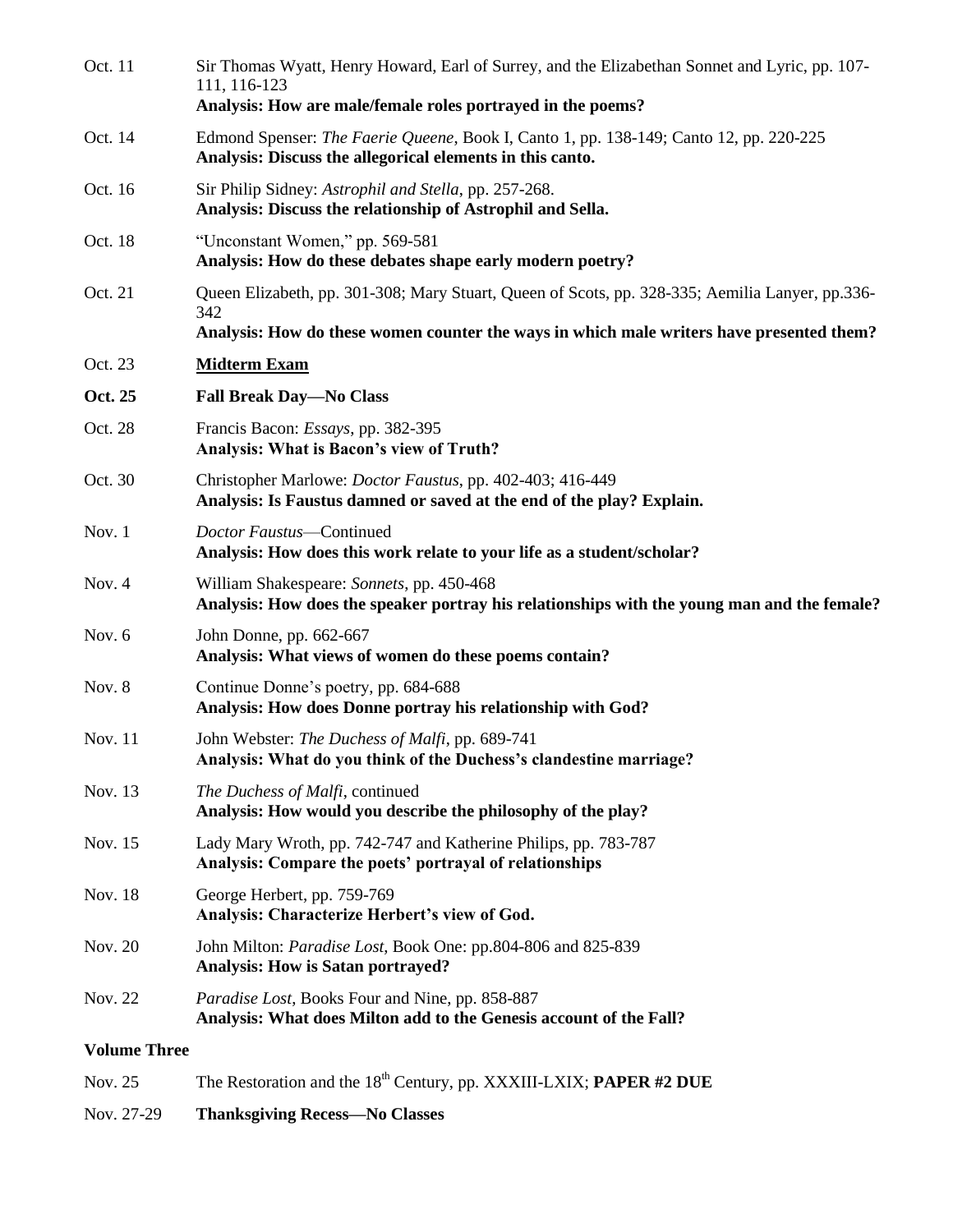| | |
|---|---|
| Oct. 11 | Sir Thomas Wyatt, Henry Howard, Earl of Surrey, and the Elizabethan Sonnet and Lyric, pp. 107-111, 116-123<br>**Analysis: How are male/female roles portrayed in the poems?** |
| Oct. 14 | Edmond Spenser: *The Faerie Queene*, Book I, Canto 1, pp. 138-149; Canto 12, pp. 220-225<br>**Analysis: Discuss the allegorical elements in this canto.** |
| Oct. 16 | Sir Philip Sidney: *Astrophil and Stella*, pp. 257-268.<br>**Analysis: Discuss the relationship of Astrophil and Sella.** |
| Oct. 18 | "Unconstant Women," pp. 569-581<br>**Analysis: How do these debates shape early modern poetry?** |
| Oct. 21 | Queen Elizabeth, pp. 301-308; Mary Stuart, Queen of Scots, pp. 328-335; Aemilia Lanyer, pp.336-342<br>**Analysis: How do these women counter the ways in which male writers have presented them?** |
| Oct. 23 | **Midterm Exam** |
| **Oct. 25** | **Fall Break Day—No Class** |
| Oct. 28 | Francis Bacon: *Essays*, pp. 382-395<br>**Analysis: What is Bacon's view of Truth?** |
| Oct. 30 | Christopher Marlowe: *Doctor Faustus*, pp. 402-403; 416-449<br>**Analysis: Is Faustus damned or saved at the end of the play? Explain.** |
| Nov. 1 | *Doctor Faustus*—Continued<br>**Analysis: How does this work relate to your life as a student/scholar?** |
| Nov. 4 | William Shakespeare: *Sonnets*, pp. 450-468<br>**Analysis: How does the speaker portray his relationships with the young man and the female?** |
| Nov. 6 | John Donne, pp. 662-667<br>**Analysis: What views of women do these poems contain?** |
| Nov. 8 | Continue Donne's poetry, pp. 684-688<br>**Analysis: How does Donne portray his relationship with God?** |
| Nov. 11 | John Webster: *The Duchess of Malfi*, pp. 689-741<br>**Analysis: What do you think of the Duchess's clandestine marriage?** |
| Nov. 13 | *The Duchess of Malfi*, continued<br>**Analysis: How would you describe the philosophy of the play?** |
| Nov. 15 | Lady Mary Wroth, pp. 742-747 and Katherine Philips, pp. 783-787<br>**Analysis: Compare the poets' portrayal of relationships** |
| Nov. 18 | George Herbert, pp. 759-769<br>**Analysis: Characterize Herbert's view of God.** |
| Nov. 20 | John Milton: *Paradise Lost*, Book One: pp.804-806 and 825-839<br>**Analysis: How is Satan portrayed?** |
| Nov. 22 | *Paradise Lost*, Books Four and Nine, pp. 858-887<br>**Analysis: What does Milton add to the Genesis account of the Fall?** |

**Volume Three**

| | |
|---|---|
| Nov. 25 | The Restoration and the 18th Century, pp. XXXIII-LXIX; **PAPER #2 DUE** |
| Nov. 27-29 | **Thanksgiving Recess—No Classes** |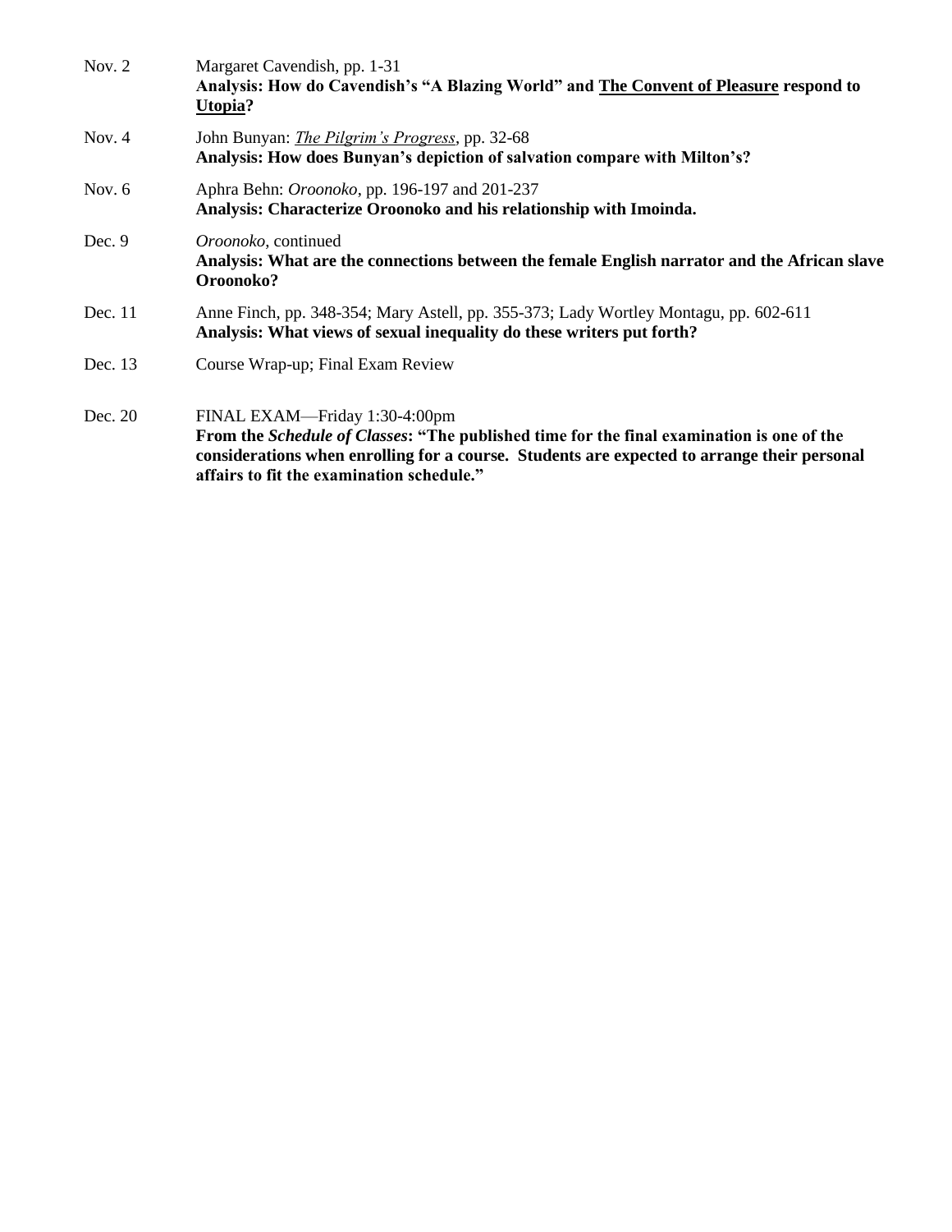| | |
|---|---|
| Nov. 2 | Margaret Cavendish, pp. 1-31<br>**Analysis: How do Cavendish's "A Blazing World" and <u>The Convent of Pleasure</u> respond to <u>Utopia</u>?** |
| Nov. 4 | John Bunyan: <u>*The Pilgrim's Progress*</u>, pp. 32-68<br>**Analysis: How does Bunyan's depiction of salvation compare with Milton's?** |
| Nov. 6 | Aphra Behn: *Oroonoko*, pp. 196-197 and 201-237<br>**Analysis: Characterize Oroonoko and his relationship with Imoinda.** |
| Dec. 9 | *Oroonoko*, continued<br>**Analysis: What are the connections between the female English narrator and the African slave Oroonoko?** |
| Dec. 11 | Anne Finch, pp. 348-354; Mary Astell, pp. 355-373; Lady Wortley Montagu, pp. 602-611<br>**Analysis: What views of sexual inequality do these writers put forth?** |
| Dec. 13 | Course Wrap-up; Final Exam Review |
| Dec. 20 | FINAL EXAM—Friday 1:30-4:00pm<br>**From the *Schedule of Classes*: "The published time for the final examination is one of the considerations when enrolling for a course. Students are expected to arrange their personal affairs to fit the examination schedule."** |